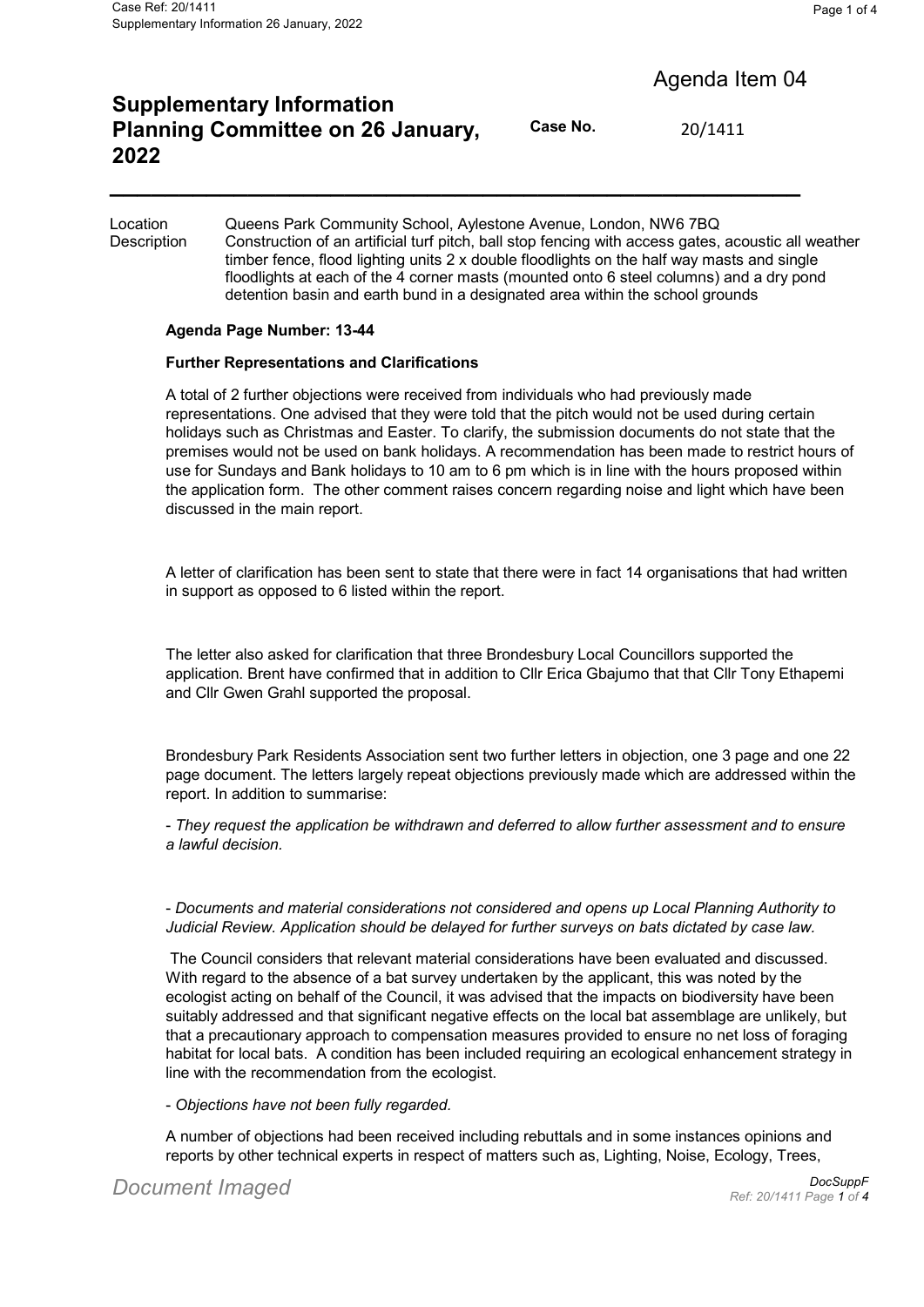Agenda Item 04

# Supplementary Information Planning Committee on 26 January, 2022

**Case No.** 20/1411

| | |
|---|---|
| Location | Queens Park Community School, Aylestone Avenue, London, NW6 7BQ |
| Description | Construction of an artificial turf pitch, ball stop fencing with access gates, acoustic all weather timber fence, flood lighting units 2 x double floodlights on the half way masts and single floodlights at each of the 4 corner masts (mounted onto 6 steel columns) and a dry pond detention basin and earth bund in a designated area within the school grounds |

**Agenda Page Number: 13-44**

**Further Representations and Clarifications**

A total of 2 further objections were received from individuals who had previously made representations. One advised that they were told that the pitch would not be used during certain holidays such as Christmas and Easter. To clarify, the submission documents do not state that the premises would not be used on bank holidays. A recommendation has been made to restrict hours of use for Sundays and Bank holidays to 10 am to 6 pm which is in line with the hours proposed within the application form. The other comment raises concern regarding noise and light which have been discussed in the main report.

A letter of clarification has been sent to state that there were in fact 14 organisations that had written in support as opposed to 6 listed within the report.

The letter also asked for clarification that three Brondesbury Local Councillors supported the application. Brent have confirmed that in addition to Cllr Erica Gbajumo that that Cllr Tony Ethapemi and Cllr Gwen Grahl supported the proposal.

Brondesbury Park Residents Association sent two further letters in objection, one 3 page and one 22 page document. The letters largely repeat objections previously made which are addressed within the report. In addition to summarise:

*- They request the application be withdrawn and deferred to allow further assessment and to ensure a lawful decision.*

*- Documents and material considerations not considered and opens up Local Planning Authority to Judicial Review. Application should be delayed for further surveys on bats dictated by case law.*

The Council considers that relevant material considerations have been evaluated and discussed. With regard to the absence of a bat survey undertaken by the applicant, this was noted by the ecologist acting on behalf of the Council, it was advised that the impacts on biodiversity have been suitably addressed and that significant negative effects on the local bat assemblage are unlikely, but that a precautionary approach to compensation measures provided to ensure no net loss of foraging habitat for local bats. A condition has been included requiring an ecological enhancement strategy in line with the recommendation from the ecologist.

*- Objections have not been fully regarded.*

A number of objections had been received including rebuttals and in some instances opinions and reports by other technical experts in respect of matters such as, Lighting, Noise, Ecology, Trees,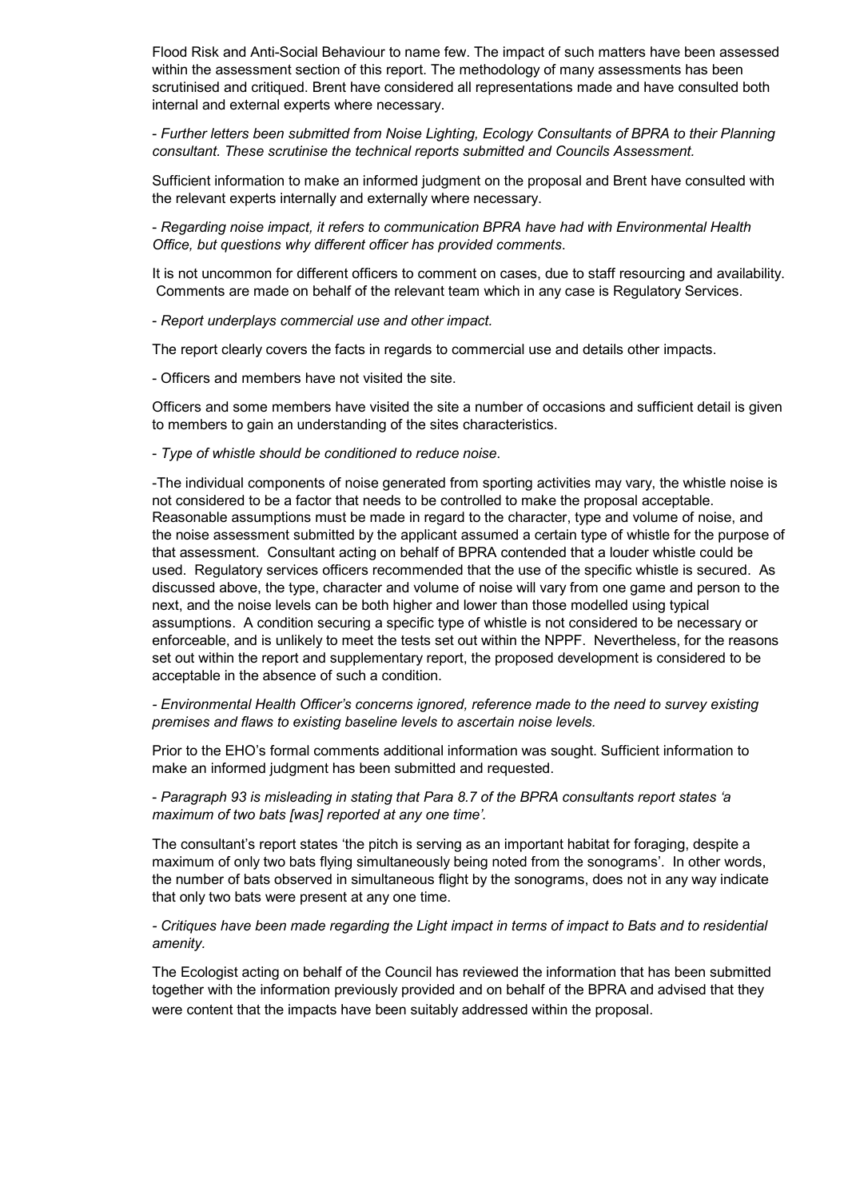Flood Risk and Anti-Social Behaviour to name few. The impact of such matters have been assessed within the assessment section of this report. The methodology of many assessments has been scrutinised and critiqued. Brent have considered all representations made and have consulted both internal and external experts where necessary.

*- Further letters been submitted from Noise Lighting, Ecology Consultants of BPRA to their Planning consultant. These scrutinise the technical reports submitted and Councils Assessment.*

Sufficient information to make an informed judgment on the proposal and Brent have consulted with the relevant experts internally and externally where necessary.

*- Regarding noise impact, it refers to communication BPRA have had with Environmental Health Office, but questions why different officer has provided comments.*

It is not uncommon for different officers to comment on cases, due to staff resourcing and availability. Comments are made on behalf of the relevant team which in any case is Regulatory Services.

*- Report underplays commercial use and other impact.*

The report clearly covers the facts in regards to commercial use and details other impacts.

- Officers and members have not visited the site.

Officers and some members have visited the site a number of occasions and sufficient detail is given to members to gain an understanding of the sites characteristics.

*- Type of whistle should be conditioned to reduce noise.*

-The individual components of noise generated from sporting activities may vary, the whistle noise is not considered to be a factor that needs to be controlled to make the proposal acceptable. Reasonable assumptions must be made in regard to the character, type and volume of noise, and the noise assessment submitted by the applicant assumed a certain type of whistle for the purpose of that assessment. Consultant acting on behalf of BPRA contended that a louder whistle could be used. Regulatory services officers recommended that the use of the specific whistle is secured. As discussed above, the type, character and volume of noise will vary from one game and person to the next, and the noise levels can be both higher and lower than those modelled using typical assumptions. A condition securing a specific type of whistle is not considered to be necessary or enforceable, and is unlikely to meet the tests set out within the NPPF. Nevertheless, for the reasons set out within the report and supplementary report, the proposed development is considered to be acceptable in the absence of such a condition.

*- Environmental Health Officer's concerns ignored, reference made to the need to survey existing premises and flaws to existing baseline levels to ascertain noise levels.*

Prior to the EHO's formal comments additional information was sought. Sufficient information to make an informed judgment has been submitted and requested.

*- Paragraph 93 is misleading in stating that Para 8.7 of the BPRA consultants report states 'a maximum of two bats [was] reported at any one time'.*

The consultant's report states 'the pitch is serving as an important habitat for foraging, despite a maximum of only two bats flying simultaneously being noted from the sonograms'. In other words, the number of bats observed in simultaneous flight by the sonograms, does not in any way indicate that only two bats were present at any one time.

*- Critiques have been made regarding the Light impact in terms of impact to Bats and to residential amenity.*

The Ecologist acting on behalf of the Council has reviewed the information that has been submitted together with the information previously provided and on behalf of the BPRA and advised that they were content that the impacts have been suitably addressed within the proposal.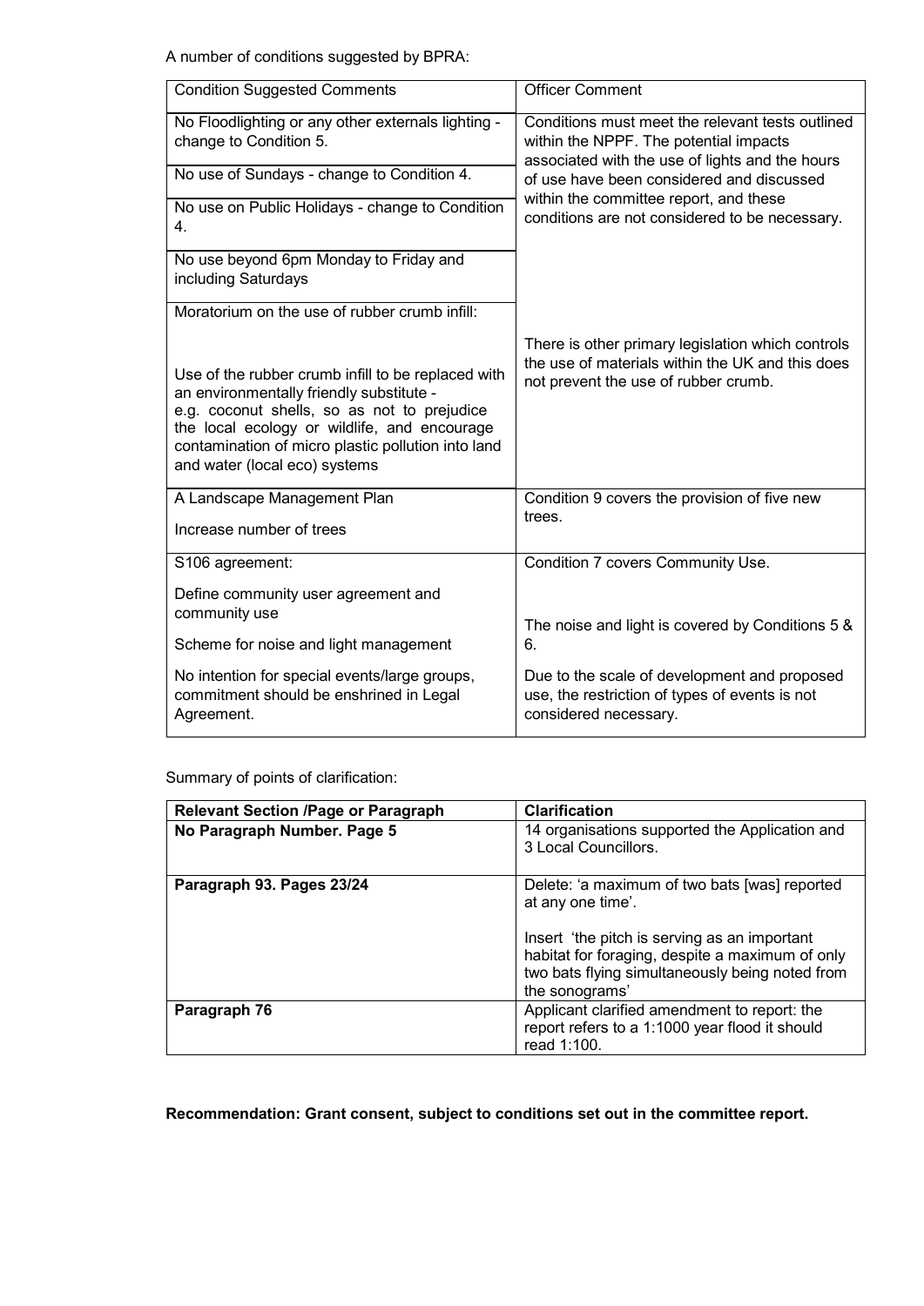A number of conditions suggested by BPRA:

| Condition Suggested Comments | Officer Comment |
| --- | --- |
| No Floodlighting or any other externals lighting - change to Condition 5. | Conditions must meet the relevant tests outlined within the NPPF. The potential impacts associated with the use of lights and the hours of use have been considered and discussed within the committee report, and these conditions are not considered to be necessary. |
| No use of Sundays - change to Condition 4. | |
| No use on Public Holidays - change to Condition 4. | |
| No use beyond 6pm Monday to Friday and including Saturdays | |
| Moratorium on the use of rubber crumb infill:<br><br>Use of the rubber crumb infill to be replaced with an environmentally friendly substitute - e.g. coconut shells, so as not to prejudice the local ecology or wildlife, and encourage contamination of micro plastic pollution into land and water (local eco) systems | There is other primary legislation which controls the use of materials within the UK and this does not prevent the use of rubber crumb. |
| A Landscape Management Plan<br><br>Increase number of trees | Condition 9 covers the provision of five new trees. |
| S106 agreement:<br><br>Define community user agreement and community use | Condition 7 covers Community Use. |
| Scheme for noise and light management | The noise and light is covered by Conditions 5 & 6. |
| No intention for special events/large groups, commitment should be enshrined in Legal Agreement. | Due to the scale of development and proposed use, the restriction of types of events is not considered necessary. |

Summary of points of clarification:

| Relevant Section /Page or Paragraph | Clarification |
| --- | --- |
| **No Paragraph Number. Page 5** | 14 organisations supported the Application and 3 Local Councillors. |
| **Paragraph 93. Pages 23/24** | Delete: 'a maximum of two bats [was] reported at any one time'.<br><br>Insert 'the pitch is serving as an important habitat for foraging, despite a maximum of only two bats flying simultaneously being noted from the sonograms' |
| **Paragraph 76** | Applicant clarified amendment to report: the report refers to a 1:1000 year flood it should read 1:100. |

**Recommendation: Grant consent, subject to conditions set out in the committee report.**